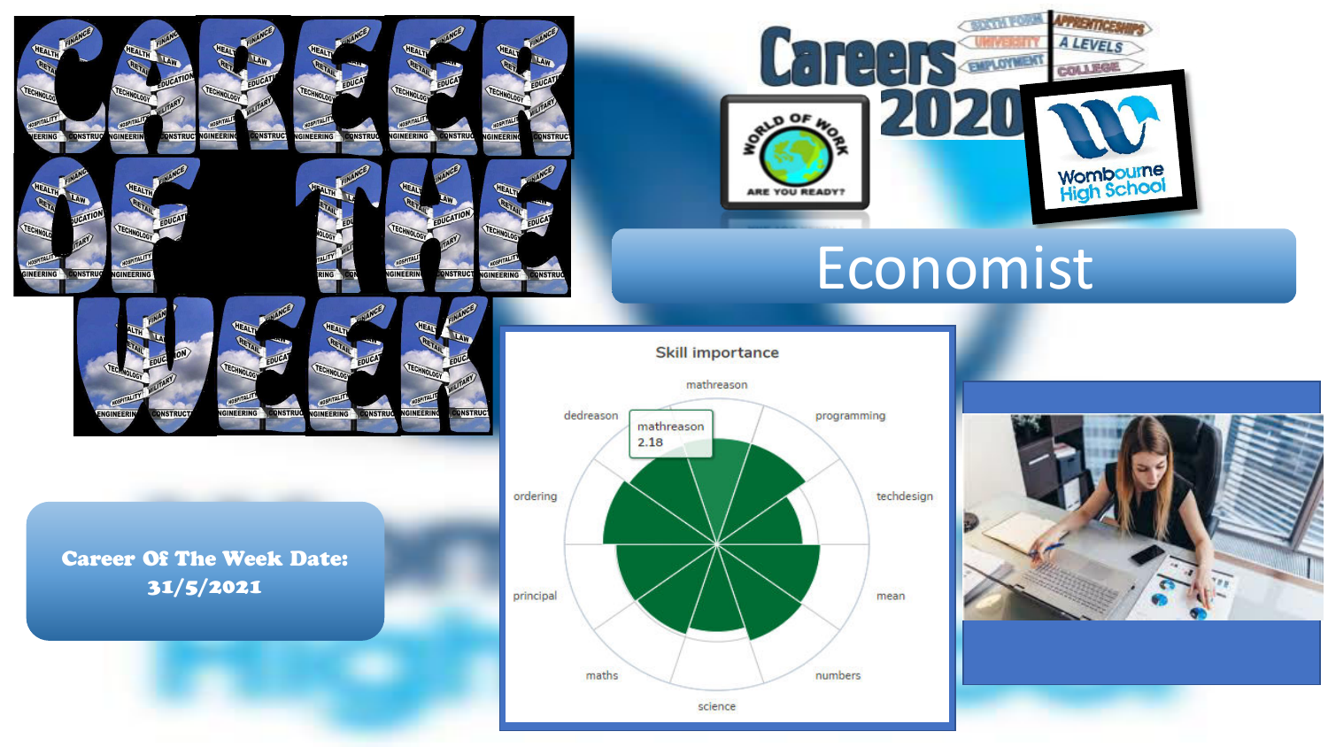# CAREER OF THE WEEK

## Careers 2020

SIXTH FORM | APPRENTICESHIPS | UNIVERSITY | A LEVELS | EMPLOYMENT | COLLEGE

WORLD OF WORK — ARE YOU READY?

Wombourne High School

# Economist

**Career Of The Week Date: 31/5/2021**

Skill importance

mathreason 2.18

mathreason, programming, techdesign, mean, numbers, science, maths, principal, ordering, dedreason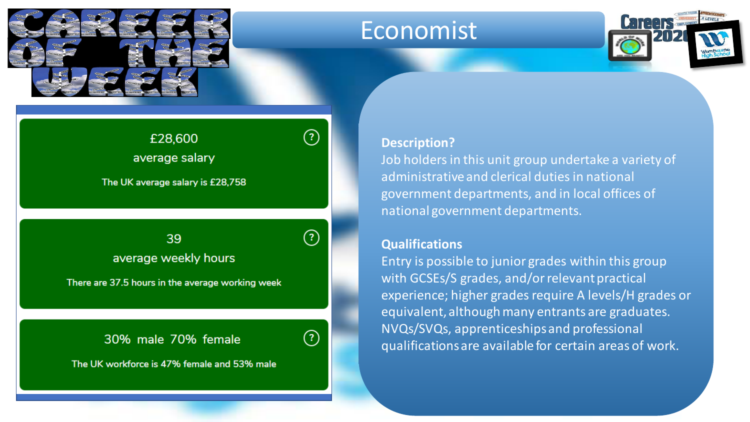# Economist

Career of the Week

Careers 2020

£28,600

average salary

The UK average salary is £28,758

39

average weekly hours

There are 37.5 hours in the average working week

30% male 70% female

The UK workforce is 47% female and 53% male

**Description?**

Job holders in this unit group undertake a variety of administrative and clerical duties in national government departments, and in local offices of national government departments.

**Qualifications**

Entry is possible to junior grades within this group with GCSEs/S grades, and/or relevant practical experience; higher grades require A levels/H grades or equivalent, although many entrants are graduates. NVQs/SVQs, apprenticeships and professional qualifications are available for certain areas of work.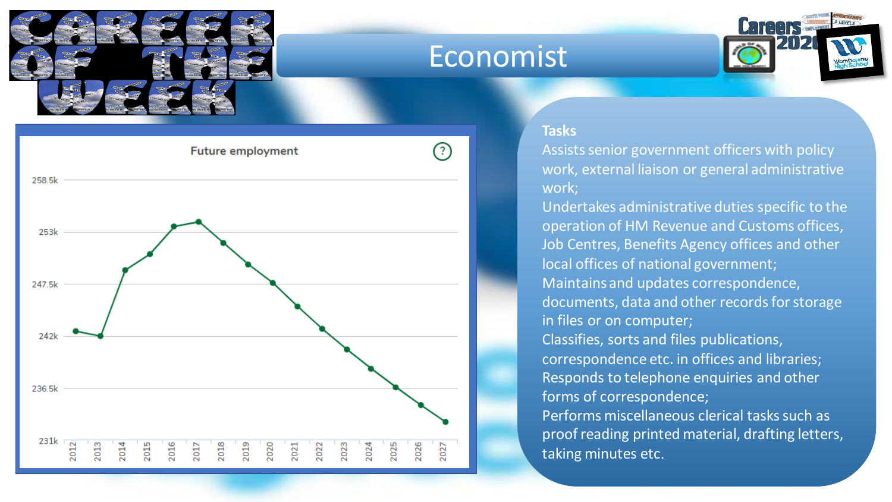# Economist

**Future employment**

| Year | Employment (approx.) |
|---|---|
| 2012 | 242.5k |
| 2013 | 242k |
| 2014 | 249k |
| 2015 | 250.5k |
| 2016 | 253.5k |
| 2017 | 254k |
| 2018 | 251.5k |
| 2019 | 249.5k |
| 2020 | 247.5k |
| 2021 | 245k |
| 2022 | 242.5k |
| 2023 | 240.5k |
| 2024 | 238.5k |
| 2025 | 236.5k |
| 2026 | 234.5k |
| 2027 | 233k |

**Tasks**

Assists senior government officers with policy work, external liaison or general administrative work;

Undertakes administrative duties specific to the operation of HM Revenue and Customs offices, Job Centres, Benefits Agency offices and other local offices of national government;

Maintains and updates correspondence, documents, data and other records for storage in files or on computer;

Classifies, sorts and files publications, correspondence etc. in offices and libraries;

Responds to telephone enquiries and other forms of correspondence;

Performs miscellaneous clerical tasks such as proof reading printed material, drafting letters, taking minutes etc.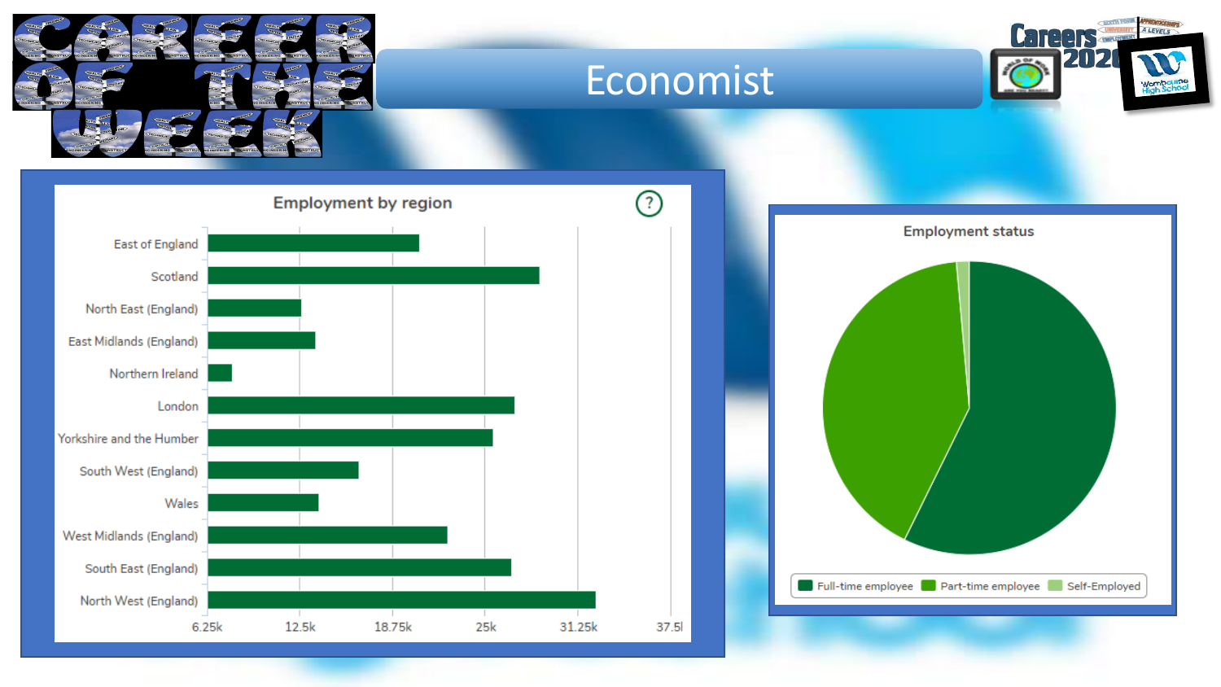CAREER OF THE WEEK

# Economist

Careers 2020

Wombwell High School

## Employment by region

East of England

Scotland

North East (England)

East Midlands (England)

Northern Ireland

London

Yorkshire and the Humber

South West (England)

Wales

West Midlands (England)

South East (England)

North West (England)

6.25k 12.5k 18.75k 25k 31.25k 37.5k

## Employment status

Full-time employee Part-time employee Self-Employed